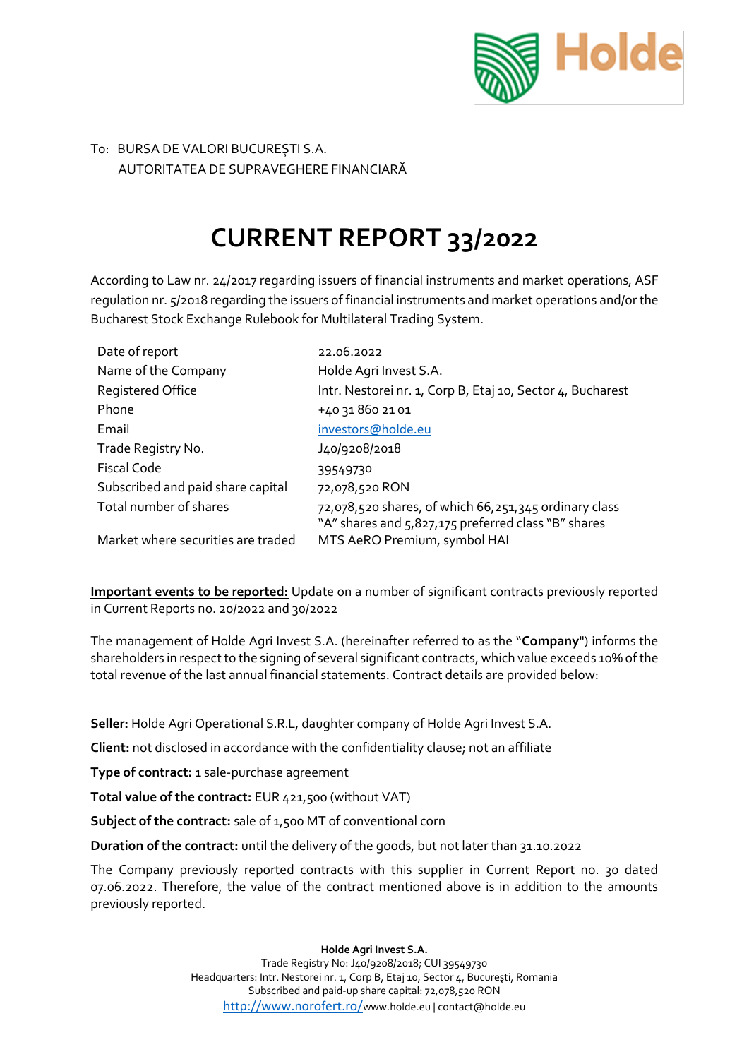To: BURSA DE VALORI BUCUREȘTI S.A.
AUTORITATEA DE SUPRAVEGHERE FINANCIARĂ

# CURRENT REPORT 33/2022

According to Law nr. 24/2017 regarding issuers of financial instruments and market operations, ASF regulation nr. 5/2018 regarding the issuers of financial instruments and market operations and/or the Bucharest Stock Exchange Rulebook for Multilateral Trading System.

| | |
|---|---|
| Date of report | 22.06.2022 |
| Name of the Company | Holde Agri Invest S.A. |
| Registered Office | Intr. Nestorei nr. 1, Corp B, Etaj 10, Sector 4, Bucharest |
| Phone | +40 31 860 21 01 |
| Email | investors@holde.eu |
| Trade Registry No. | J40/9208/2018 |
| Fiscal Code | 39549730 |
| Subscribed and paid share capital | 72,078,520 RON |
| Total number of shares | 72,078,520 shares, of which 66,251,345 ordinary class "A" shares and 5,827,175 preferred class "B" shares |
| Market where securities are traded | MTS AeRO Premium, symbol HAI |

**Important events to be reported:** Update on a number of significant contracts previously reported in Current Reports no. 20/2022 and 30/2022

The management of Holde Agri Invest S.A. (hereinafter referred to as the "**Company**") informs the shareholders in respect to the signing of several significant contracts, which value exceeds 10% of the total revenue of the last annual financial statements. Contract details are provided below:

**Seller:** Holde Agri Operational S.R.L, daughter company of Holde Agri Invest S.A.

**Client:** not disclosed in accordance with the confidentiality clause; not an affiliate

**Type of contract:** 1 sale-purchase agreement

**Total value of the contract:** EUR 421,500 (without VAT)

**Subject of the contract:** sale of 1,500 MT of conventional corn

**Duration of the contract:** until the delivery of the goods, but not later than 31.10.2022

The Company previously reported contracts with this supplier in Current Report no. 30 dated 07.06.2022. Therefore, the value of the contract mentioned above is in addition to the amounts previously reported.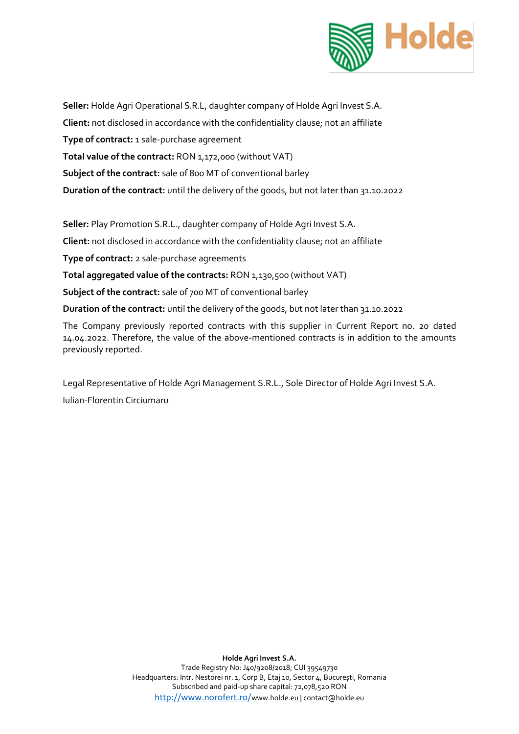**Seller:** Holde Agri Operational S.R.L, daughter company of Holde Agri Invest S.A.

**Client:** not disclosed in accordance with the confidentiality clause; not an affiliate

**Type of contract:** 1 sale-purchase agreement

**Total value of the contract:** RON 1,172,000 (without VAT)

**Subject of the contract:** sale of 800 MT of conventional barley

**Duration of the contract:** until the delivery of the goods, but not later than 31.10.2022

**Seller:** Play Promotion S.R.L., daughter company of Holde Agri Invest S.A.

**Client:** not disclosed in accordance with the confidentiality clause; not an affiliate

**Type of contract:** 2 sale-purchase agreements

**Total aggregated value of the contracts:** RON 1,130,500 (without VAT)

**Subject of the contract:** sale of 700 MT of conventional barley

**Duration of the contract:** until the delivery of the goods, but not later than 31.10.2022

The Company previously reported contracts with this supplier in Current Report no. 20 dated 14.04.2022. Therefore, the value of the above-mentioned contracts is in addition to the amounts previously reported.

Legal Representative of Holde Agri Management S.R.L., Sole Director of Holde Agri Invest S.A.

Iulian-Florentin Circiumaru

**Holde Agri Invest S.A.**
Trade Registry No: J40/9208/2018; CUI 39549730
Headquarters: Intr. Nestorei nr. 1, Corp B, Etaj 10, Sector 4, București, Romania
Subscribed and paid-up share capital: 72,078,520 RON
http://www.norofert.ro/www.holde.eu | contact@holde.eu